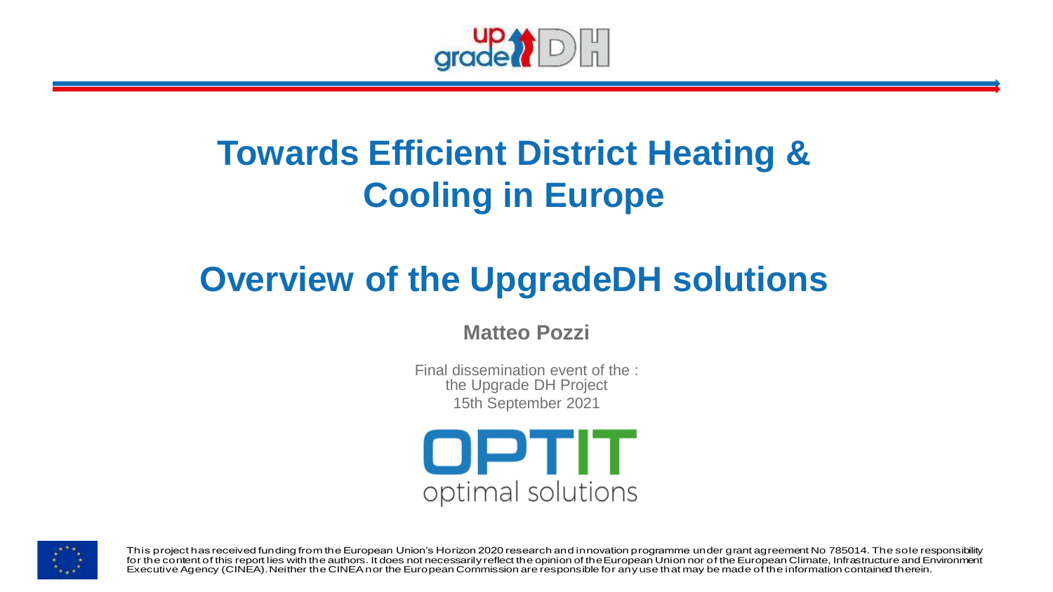# Towards Efficient District Heating & Cooling in Europe

## Overview of the UpgradeDH solutions

**Matteo Pozzi**

Final dissemination event of the :
the Upgrade DH Project
15th September 2021

This project has received funding from the European Union's Horizon 2020 research and innovation programme under grant agreement No 785014. The sole responsibility for the content of this report lies with the authors. It does not necessarily reflect the opinion of the European Union nor of the European Climate, Infrastructure and Environment Executive Agency (CINEA). Neither the CINEA nor the European Commission are responsible for any use that may be made of the information contained therein.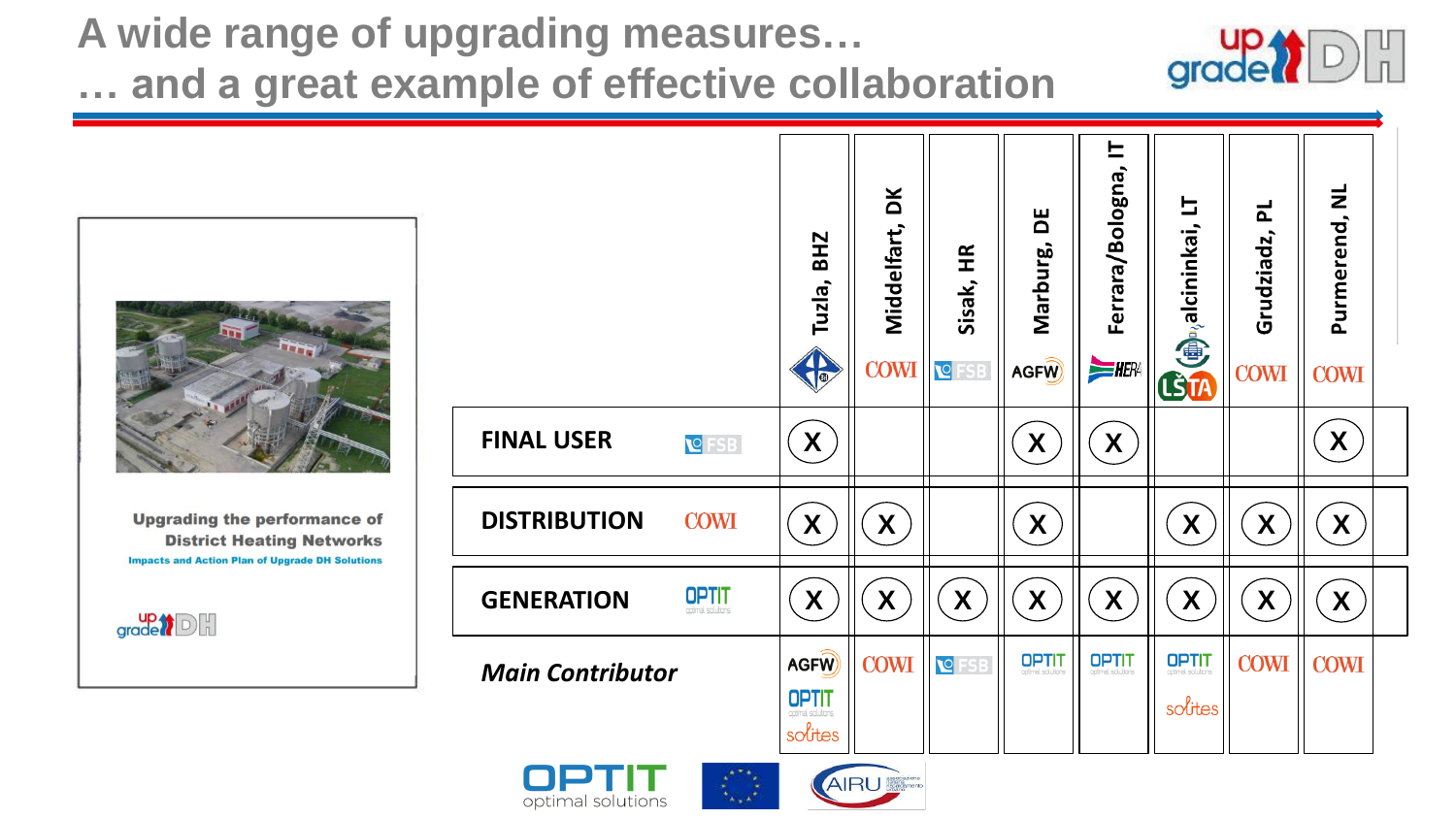# A wide range of upgrading measures…
# … and a great example of effective collaboration

**Upgrading the performance of District Heating Networks**

**Impacts and Action Plan of Upgrade DH Solutions**

| | | Tuzla, BHZ | Middelfart, DK (COWI) | Sisak, HR (FSB) | Marburg, DE (AGFW) | Ferrara/Bologna, IT (HERA) | Šalcininkai, LT (LŠTA) | Grudziadz, PL (COWI) | Purmerend, NL (COWI) |
|---|---|---|---|---|---|---|---|---|---|
| **FINAL USER** | FSB | X | | | X | X | | | X |
| **DISTRIBUTION** | COWI | X | X | | X | | X | X | X |
| **GENERATION** | OPTIT | X | X | X | X | X | X | X | X |
| ***Main Contributor*** | | AGFW, OPTIT, solites | COWI | FSB | OPTIT | OPTIT | OPTIT, solites | COWI | COWI |

OPTIT optimal solutions · AIRU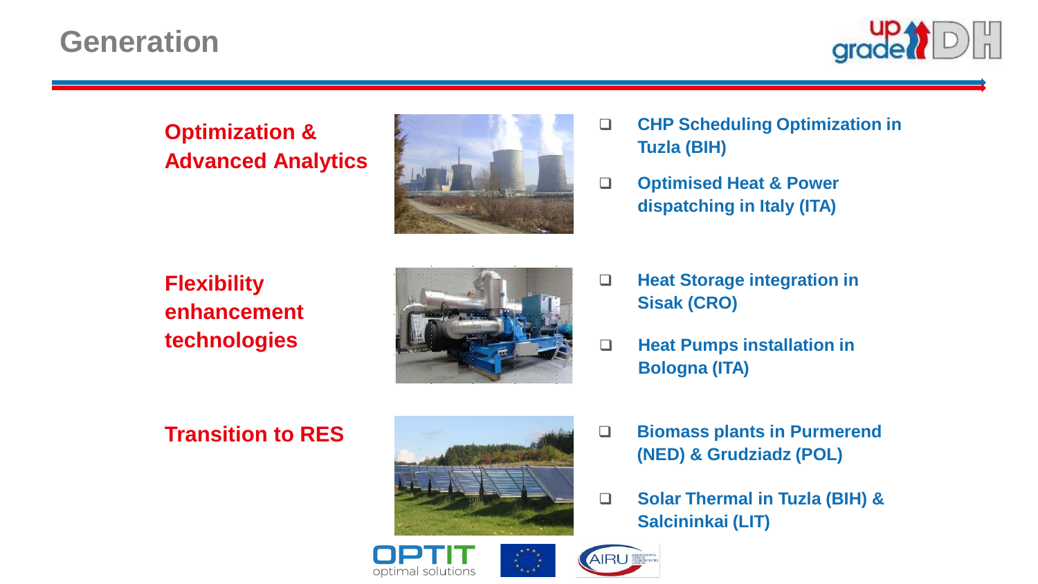# Generation

## Optimization & Advanced Analytics

- CHP Scheduling Optimization in Tuzla (BIH)
- Optimised Heat & Power dispatching in Italy (ITA)

## Flexibility enhancement technologies

- Heat Storage integration in Sisak (CRO)
- Heat Pumps installation in Bologna (ITA)

## Transition to RES

- Biomass plants in Purmerend (NED) & Grudziadz (POL)
- Solar Thermal in Tuzla (BIH) & Salcininkai (LIT)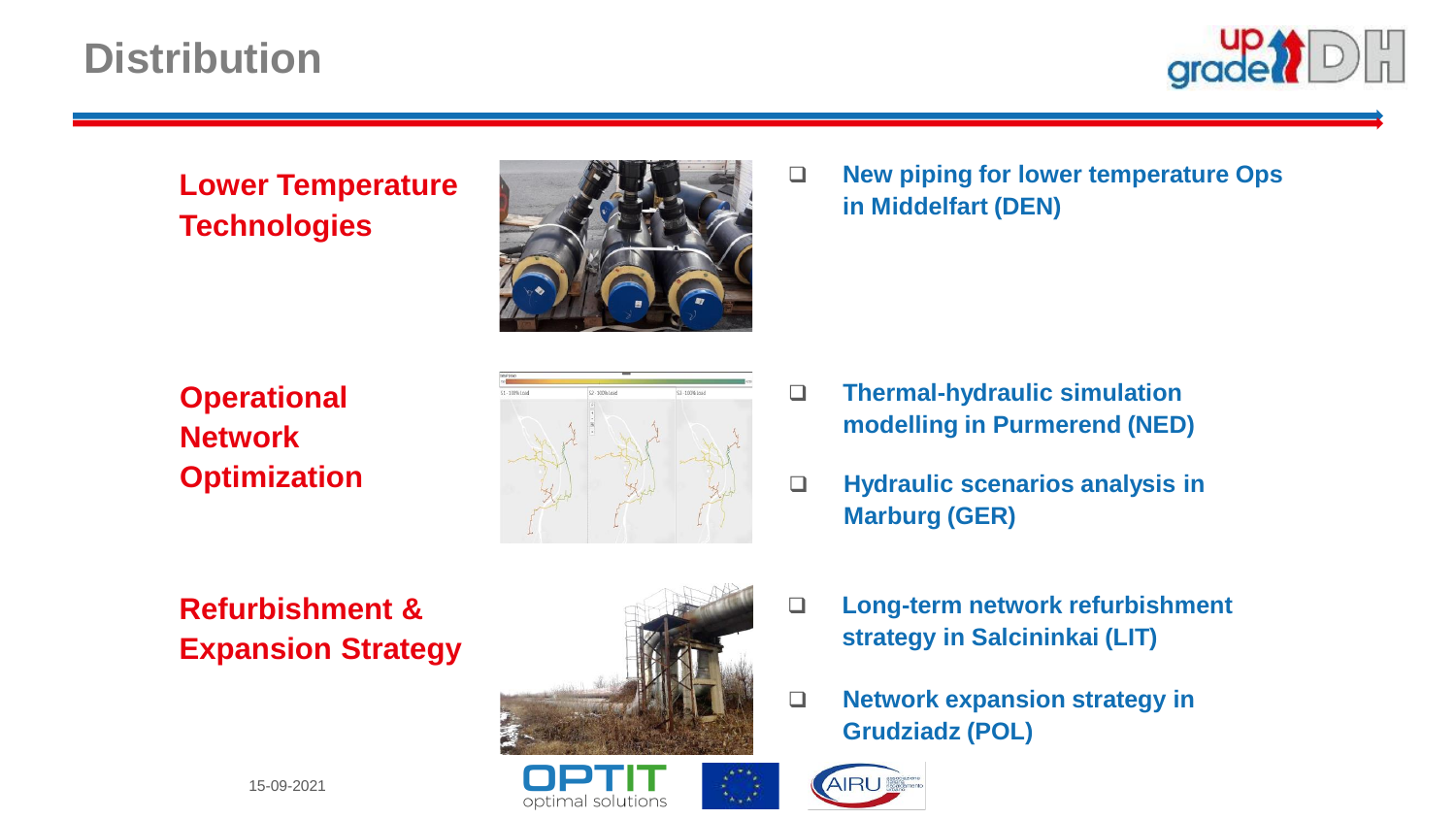# Distribution

## Lower Temperature Technologies

- New piping for lower temperature Ops in Middelfart (DEN)

## Operational Network Optimization

- Thermal-hydraulic simulation modelling in Purmerend (NED)
- Hydraulic scenarios analysis in Marburg (GER)

## Refurbishment & Expansion Strategy

- Long-term network refurbishment strategy in Salcininkai (LIT)
- Network expansion strategy in Grudziadz (POL)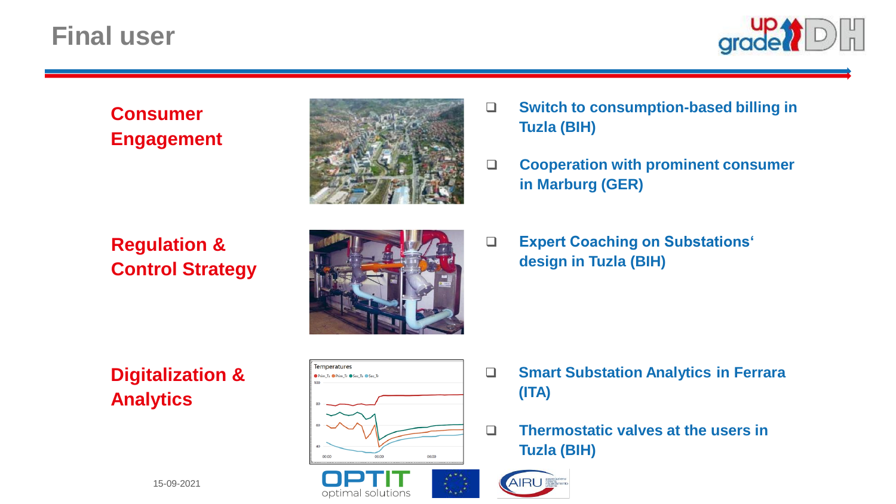# Final user

## Consumer Engagement

- Switch to consumption-based billing in Tuzla (BIH)
- Cooperation with prominent consumer in Marburg (GER)

## Regulation & Control Strategy

- Expert Coaching on Substations' design in Tuzla (BIH)

## Digitalization & Analytics

- Smart Substation Analytics in Ferrara (ITA)
- Thermostatic valves at the users in Tuzla (BIH)

15-09-2021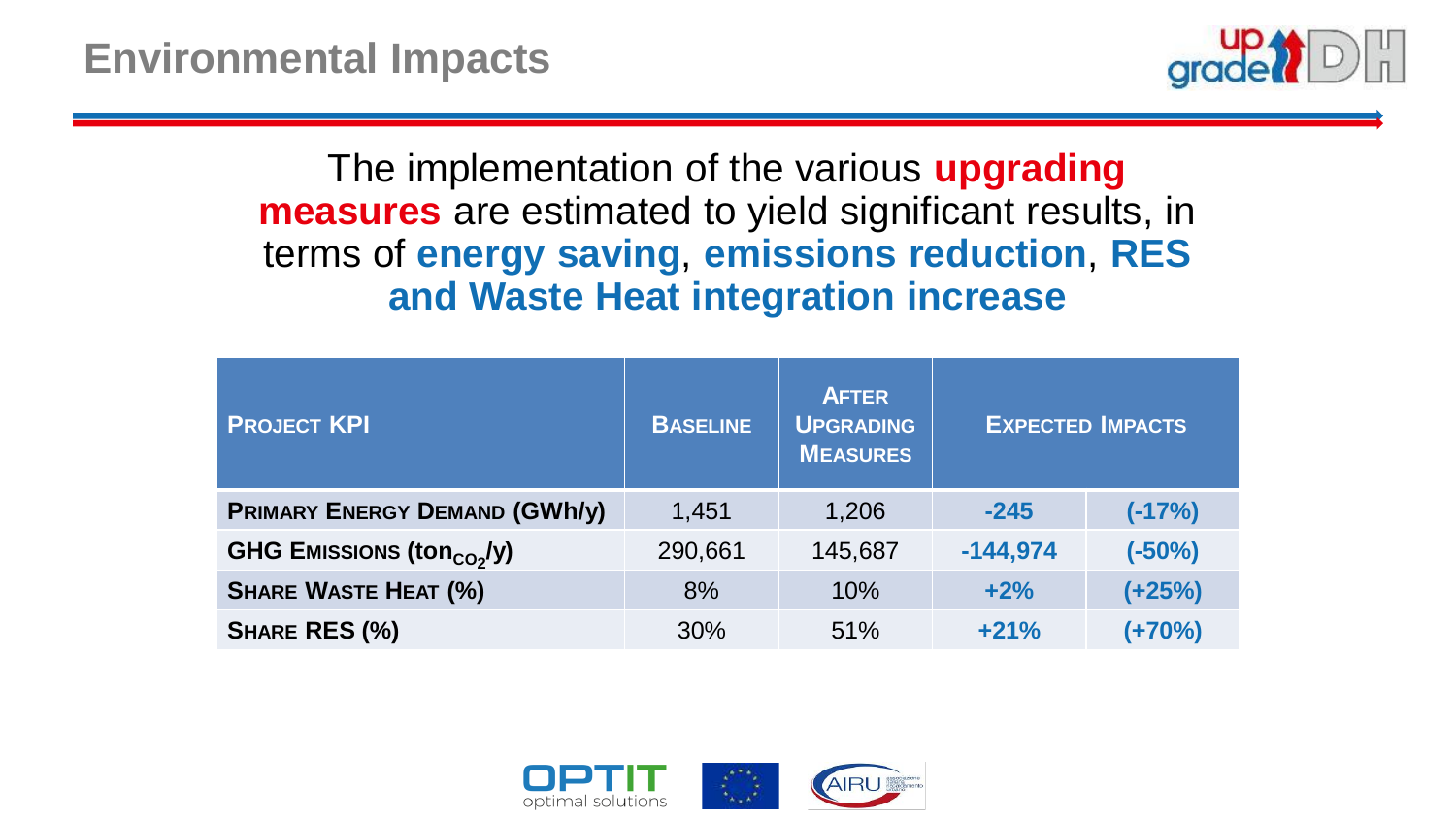# Environmental Impacts

The implementation of the various **upgrading measures** are estimated to yield significant results, in terms of **energy saving**, **emissions reduction**, **RES and Waste Heat integration increase**

| PROJECT KPI | BASELINE | AFTER UPGRADING MEASURES | EXPECTED IMPACTS | |
|---|---|---|---|---|
| **PRIMARY ENERGY DEMAND (GWh/y)** | 1,451 | 1,206 | **-245** | **(-17%)** |
| **GHG EMISSIONS ($ton_{CO_2}$/y)** | 290,661 | 145,687 | **-144,974** | **(-50%)** |
| **SHARE WASTE HEAT (%)** | 8% | 10% | **+2%** | **(+25%)** |
| **SHARE RES (%)** | 30% | 51% | **+21%** | **(+70%)** |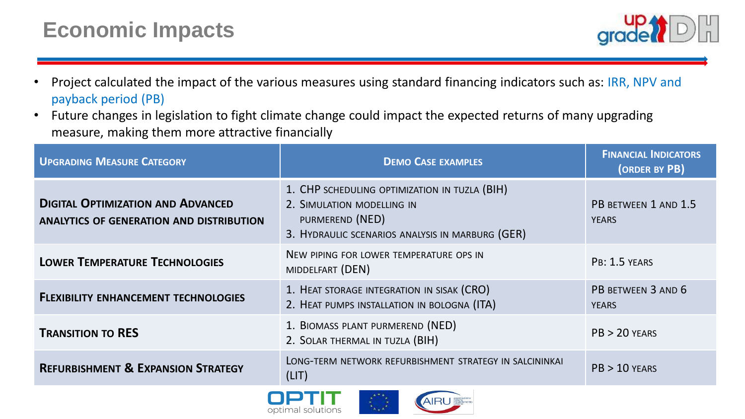# Economic Impacts

- Project calculated the impact of the various measures using standard financing indicators such as: IRR, NPV and payback period (PB)
- Future changes in legislation to fight climate change could impact the expected returns of many upgrading measure, making them more attractive financially

| Upgrading Measure Category | Demo Case examples | Financial Indicators (order by PB) |
| --- | --- | --- |
| **Digital Optimization and Advanced analytics of generation and distribution** | 1. CHP scheduling optimization in Tuzla (BIH)<br>2. Simulation modelling in Purmerend (NED)<br>3. Hydraulic scenarios analysis in Marburg (GER) | PB between 1 and 1.5 years |
| **Lower Temperature Technologies** | New piping for lower temperature ops in Middelfart (DEN) | Pb: 1.5 years |
| **Flexibility enhancement technologies** | 1. Heat storage integration in Sisak (CRO)<br>2. Heat pumps installation in Bologna (ITA) | PB between 3 and 6 years |
| **Transition to RES** | 1. Biomass plant Purmerend (NED)<br>2. Solar thermal in Tuzla (BIH) | PB > 20 years |
| **Refurbishment & Expansion Strategy** | Long-term network refurbishment strategy in Salcininkai (LIT) | PB > 10 years |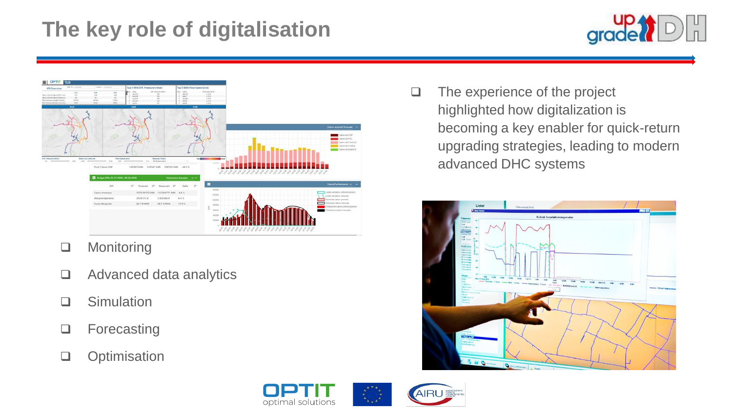# The key role of digitalisation

- The experience of the project highlighted how digitalization is becoming a key enabler for quick-return upgrading strategies, leading to modern advanced DHC systems

- Monitoring
- Advanced data analytics
- Simulation
- Forecasting
- Optimisation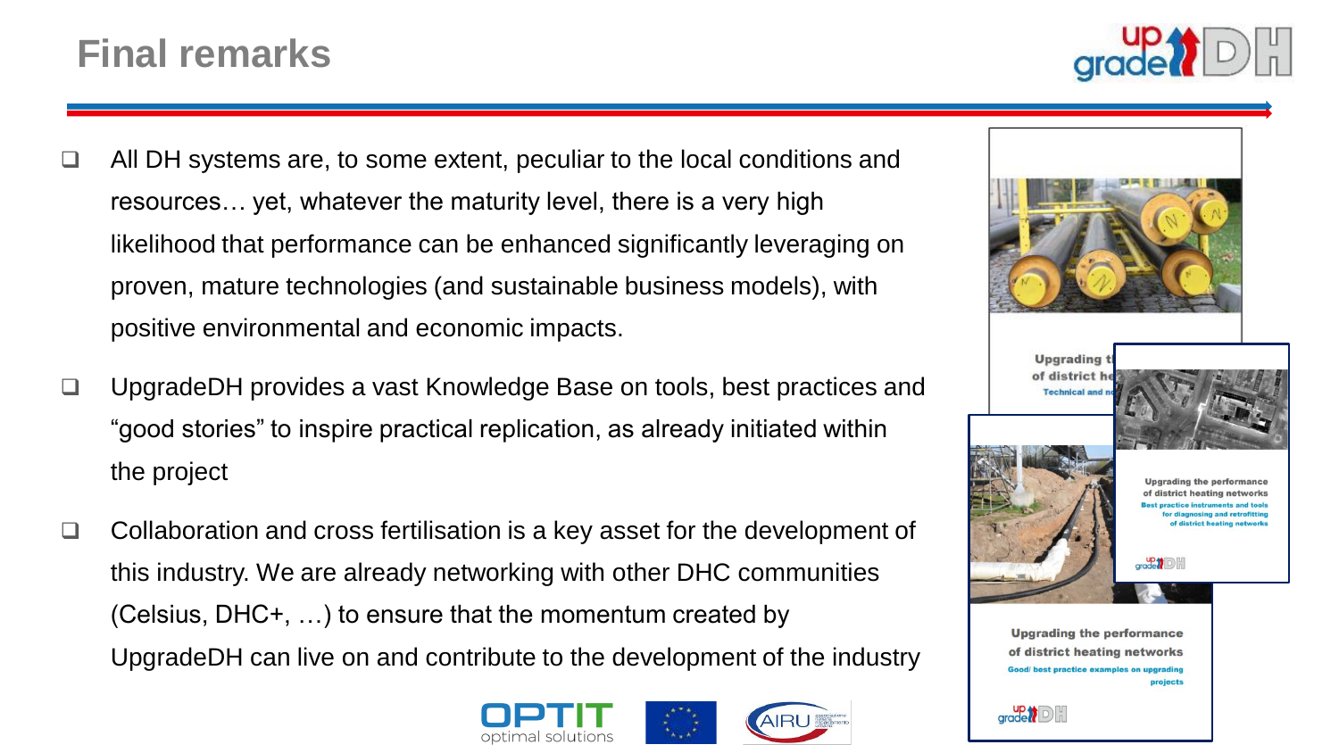# Final remarks

- All DH systems are, to some extent, peculiar to the local conditions and resources… yet, whatever the maturity level, there is a very high likelihood that performance can be enhanced significantly leveraging on proven, mature technologies (and sustainable business models), with positive environmental and economic impacts.
- UpgradeDH provides a vast Knowledge Base on tools, best practices and "good stories" to inspire practical replication, as already initiated within the project
- Collaboration and cross fertilisation is a key asset for the development of this industry. We are already networking with other DHC communities (Celsius, DHC+, …) to ensure that the momentum created by UpgradeDH can live on and contribute to the development of the industry